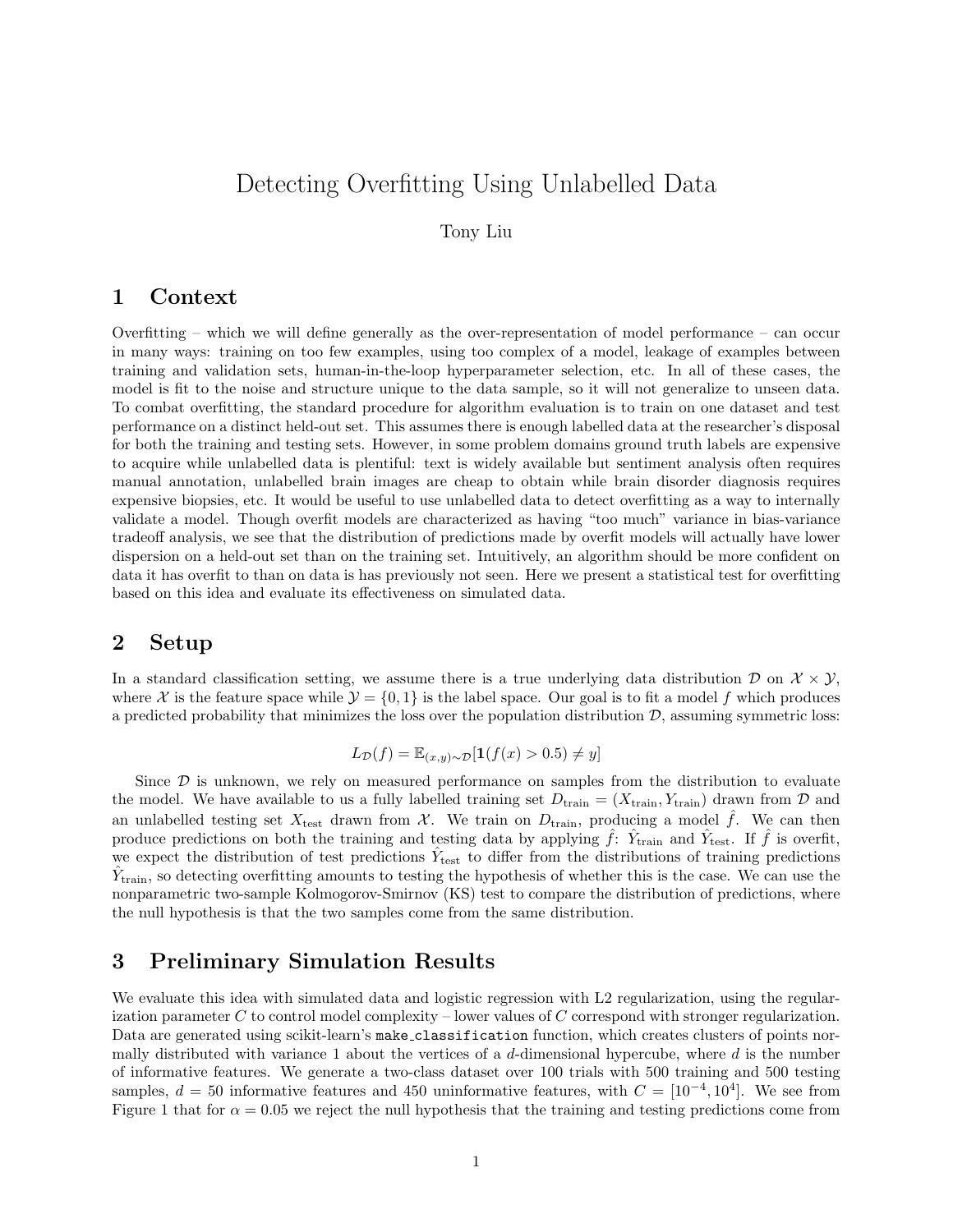# Detecting Overfitting Using Unlabelled Data

Tony Liu

## 1 Context

Overfitting – which we will define generally as the over-representation of model performance – can occur in many ways: training on too few examples, using too complex of a model, leakage of examples between training and validation sets, human-in-the-loop hyperparameter selection, etc. In all of these cases, the model is fit to the noise and structure unique to the data sample, so it will not generalize to unseen data. To combat overfitting, the standard procedure for algorithm evaluation is to train on one dataset and test performance on a distinct held-out set. This assumes there is enough labelled data at the researcher's disposal for both the training and testing sets. However, in some problem domains ground truth labels are expensive to acquire while unlabelled data is plentiful: text is widely available but sentiment analysis often requires manual annotation, unlabelled brain images are cheap to obtain while brain disorder diagnosis requires expensive biopsies, etc. It would be useful to use unlabelled data to detect overfitting as a way to internally validate a model. Though overfit models are characterized as having "too much" variance in bias-variance tradeoff analysis, we see that the distribution of predictions made by overfit models will actually have lower dispersion on a held-out set than on the training set. Intuitively, an algorithm should be more confident on data it has overfit to than on data is has previously not seen. Here we present a statistical test for overfitting based on this idea and evaluate its effectiveness on simulated data.

## 2 Setup

In a standard classification setting, we assume there is a true underlying data distribution $\mathcal{D}$ on $\mathcal{X} \times \mathcal{Y}$, where $\mathcal{X}$ is the feature space while $\mathcal{Y} = \{0, 1\}$ is the label space. Our goal is to fit a model $f$ which produces a predicted probability that minimizes the loss over the population distribution $\mathcal{D}$, assuming symmetric loss:

$$L_{\mathcal{D}}(f) = \mathbb{E}_{(x,y)\sim\mathcal{D}}[\mathbf{1}(f(x) > 0.5) \neq y]$$

Since $\mathcal{D}$ is unknown, we rely on measured performance on samples from the distribution to evaluate the model. We have available to us a fully labelled training set $D_{\text{train}} = (X_{\text{train}}, Y_{\text{train}})$ drawn from $\mathcal{D}$ and an unlabelled testing set $X_{\text{test}}$ drawn from $\mathcal{X}$. We train on $D_{\text{train}}$, producing a model $\hat{f}$. We can then produce predictions on both the training and testing data by applying $\hat{f}$: $\hat{Y}_{\text{train}}$ and $\hat{Y}_{\text{test}}$. If $\hat{f}$ is overfit, we expect the distribution of test predictions $\hat{Y}_{\text{test}}$ to differ from the distributions of training predictions $\hat{Y}_{\text{train}}$, so detecting overfitting amounts to testing the hypothesis of whether this is the case. We can use the nonparametric two-sample Kolmogorov-Smirnov (KS) test to compare the distribution of predictions, where the null hypothesis is that the two samples come from the same distribution.

## 3 Preliminary Simulation Results

We evaluate this idea with simulated data and logistic regression with L2 regularization, using the regularization parameter $C$ to control model complexity – lower values of $C$ correspond with stronger regularization. Data are generated using scikit-learn's `make_classification` function, which creates clusters of points normally distributed with variance 1 about the vertices of a $d$-dimensional hypercube, where $d$ is the number of informative features. We generate a two-class dataset over 100 trials with 500 training and 500 testing samples, $d = 50$ informative features and 450 uninformative features, with $C = [10^{-4}, 10^{4}]$. We see from Figure 1 that for $\alpha = 0.05$ we reject the null hypothesis that the training and testing predictions come from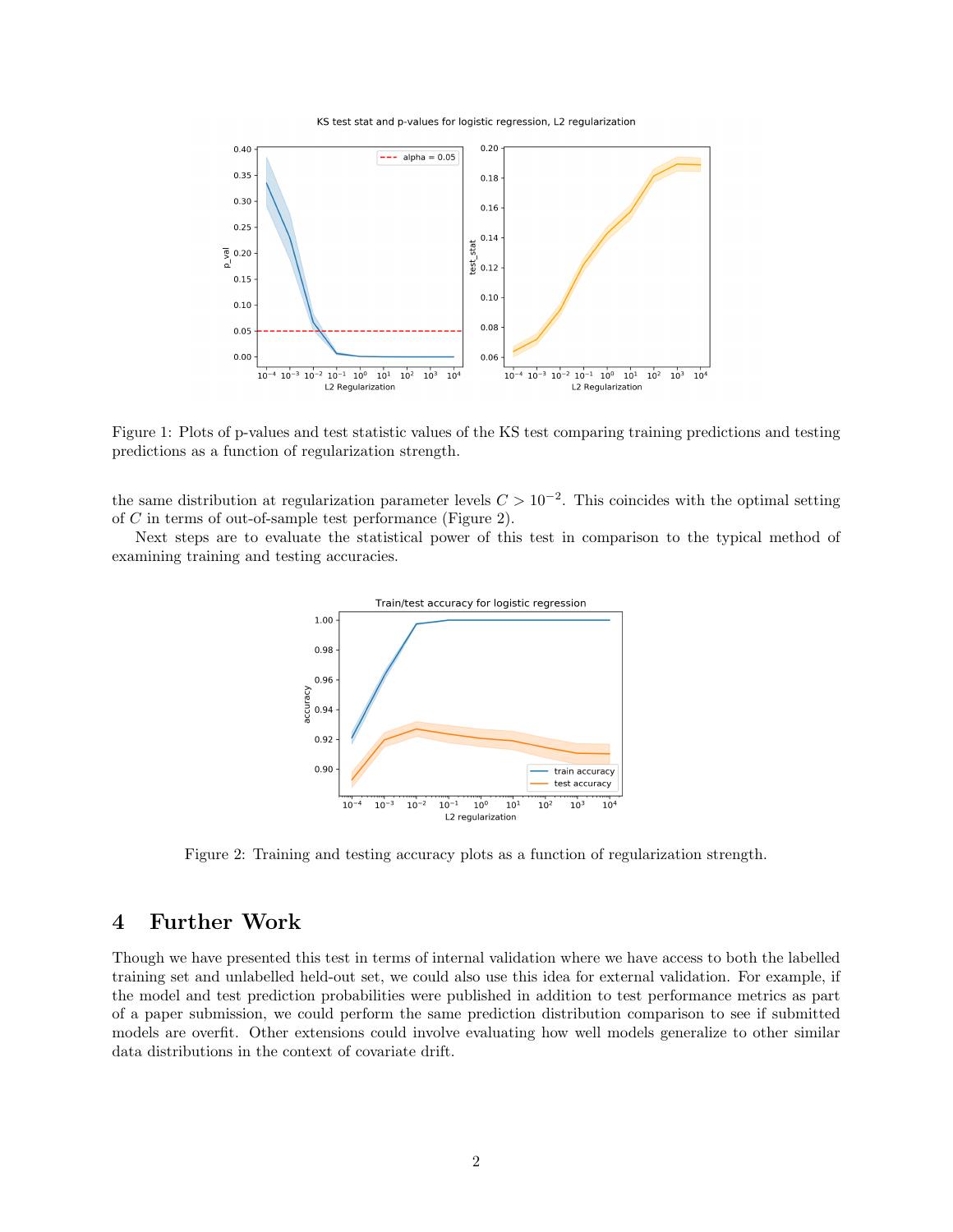KS test stat and p-values for logistic regression, L2 regularization

p_val

0.40
0.35
0.30
0.25
0.20
0.15
0.10
0.05
0.00

alpha = 0.05

$10^{-4}$ $10^{-3}$ $10^{-2}$ $10^{-1}$ $10^{0}$ $10^{1}$ $10^{2}$ $10^{3}$ $10^{4}$

L2 Regularization

test_stat

0.20
0.18
0.16
0.14
0.12
0.10
0.08
0.06

$10^{-4}$ $10^{-3}$ $10^{-2}$ $10^{-1}$ $10^{0}$ $10^{1}$ $10^{2}$ $10^{3}$ $10^{4}$

L2 Regularization

Figure 1: Plots of p-values and test statistic values of the KS test comparing training predictions and testing predictions as a function of regularization strength.

the same distribution at regularization parameter levels $C > 10^{-2}$. This coincides with the optimal setting of $C$ in terms of out-of-sample test performance (Figure 2).

Next steps are to evaluate the statistical power of this test in comparison to the typical method of examining training and testing accuracies.

Train/test accuracy for logistic regression

accuracy

1.00
0.98
0.96
0.94
0.92
0.90

train accuracy
test accuracy

$10^{-4}$ $10^{-3}$ $10^{-2}$ $10^{-1}$ $10^{0}$ $10^{1}$ $10^{2}$ $10^{3}$ $10^{4}$

L2 regularization

Figure 2: Training and testing accuracy plots as a function of regularization strength.

# 4 Further Work

Though we have presented this test in terms of internal validation where we have access to both the labelled training set and unlabelled held-out set, we could also use this idea for external validation. For example, if the model and test prediction probabilities were published in addition to test performance metrics as part of a paper submission, we could perform the same prediction distribution comparison to see if submitted models are overfit. Other extensions could involve evaluating how well models generalize to other similar data distributions in the context of covariate drift.